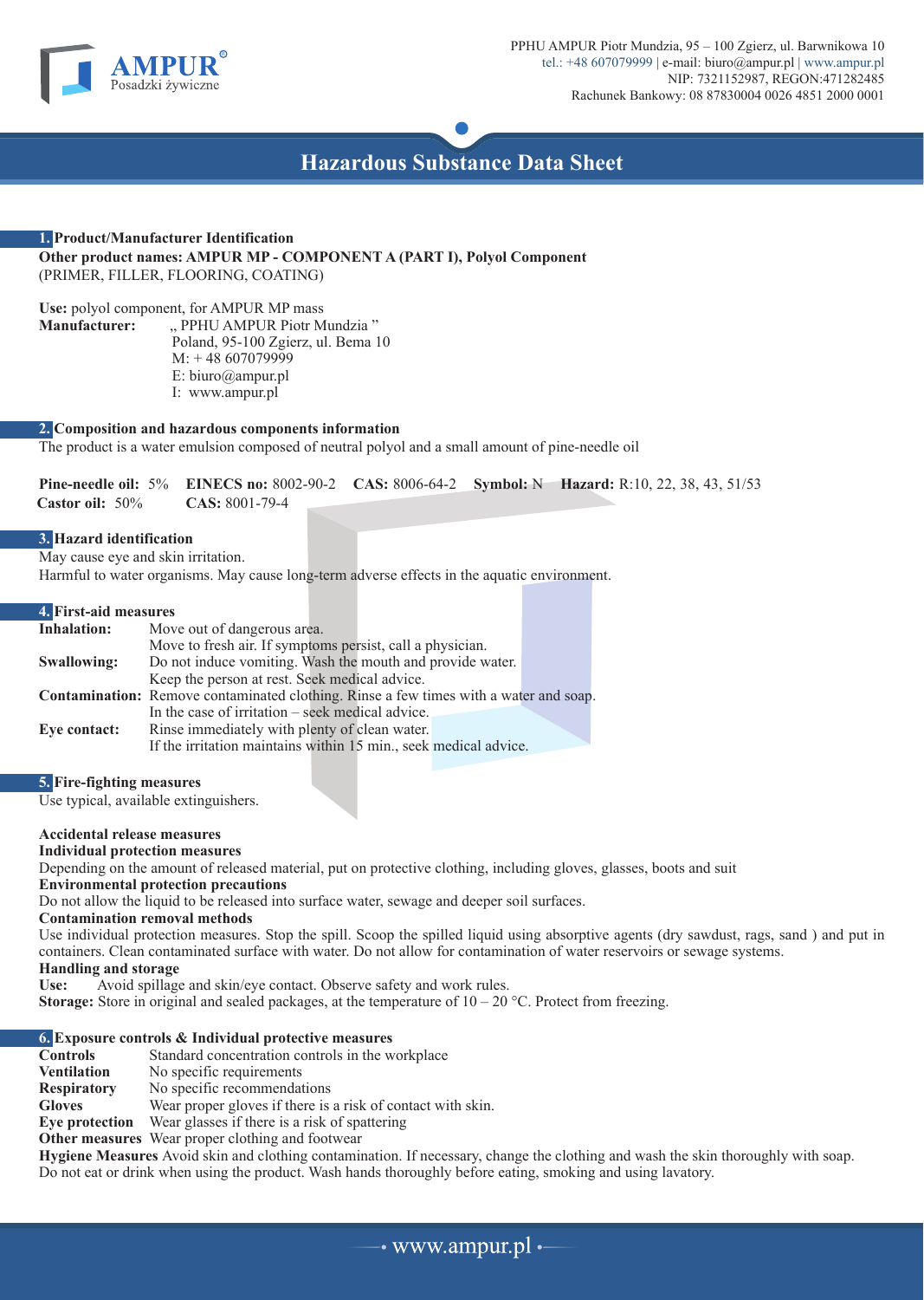AMPUR® Posadzki żywiczne

PPHU AMPUR Piotr Mundzia, 95 – 100 Zgierz, ul. Barwnikowa 10
tel.: +48 607079999 | e-mail: biuro@ampur.pl | www.ampur.pl
NIP: 7321152987, REGON:471282485
Rachunek Bankowy: 08 87830004 0026 4851 2000 0001

# Hazardous Substance Data Sheet

## 1. Product/Manufacturer Identification

**Other product names: AMPUR MP - COMPONENT A (PART I), Polyol Component**
(PRIMER, FILLER, FLOORING, COATING)

**Use:** polyol component, for AMPUR MP mass
**Manufacturer:** „ PPHU AMPUR Piotr Mundzia ”
Poland, 95-100 Zgierz, ul. Bema 10
M: + 48 607079999
E: biuro@ampur.pl
I: www.ampur.pl

## 2. Composition and hazardous components information

The product is a water emulsion composed of neutral polyol and a small amount of pine-needle oil

**Pine-needle oil:** 5% **EINECS no:** 8002-90-2 **CAS:** 8006-64-2 **Symbol:** N **Hazard:** R:10, 22, 38, 43, 51/53
**Castor oil:** 50% **CAS:** 8001-79-4

## 3. Hazard identification

May cause eye and skin irritation.
Harmful to water organisms. May cause long-term adverse effects in the aquatic environment.

## 4. First-aid measures

**Inhalation:** Move out of dangerous area.
Move to fresh air. If symptoms persist, call a physician.
**Swallowing:** Do not induce vomiting. Wash the mouth and provide water.
Keep the person at rest. Seek medical advice.
**Contamination:** Remove contaminated clothing. Rinse a few times with a water and soap.
In the case of irritation – seek medical advice.
**Eye contact:** Rinse immediately with plenty of clean water.
If the irritation maintains within 15 min., seek medical advice.

## 5. Fire-fighting measures

Use typical, available extinguishers.

**Accidental release measures**
**Individual protection measures**
Depending on the amount of released material, put on protective clothing, including gloves, glasses, boots and suit
**Environmental protection precautions**
Do not allow the liquid to be released into surface water, sewage and deeper soil surfaces.
**Contamination removal methods**
Use individual protection measures. Stop the spill. Scoop the spilled liquid using absorptive agents (dry sawdust, rags, sand ) and put in containers. Clean contaminated surface with water. Do not allow for contamination of water reservoirs or sewage systems.
**Handling and storage**
**Use:** Avoid spillage and skin/eye contact. Observe safety and work rules.
**Storage:** Store in original and sealed packages, at the temperature of 10 – 20 °C. Protect from freezing.

## 6. Exposure controls & Individual protective measures

**Controls** Standard concentration controls in the workplace
**Ventilation** No specific requirements
**Respiratory** No specific recommendations
**Gloves** Wear proper gloves if there is a risk of contact with skin.
**Eye protection** Wear glasses if there is a risk of spattering
**Other measures** Wear proper clothing and footwear
**Hygiene Measures** Avoid skin and clothing contamination. If necessary, change the clothing and wash the skin thoroughly with soap. Do not eat or drink when using the product. Wash hands thoroughly before eating, smoking and using lavatory.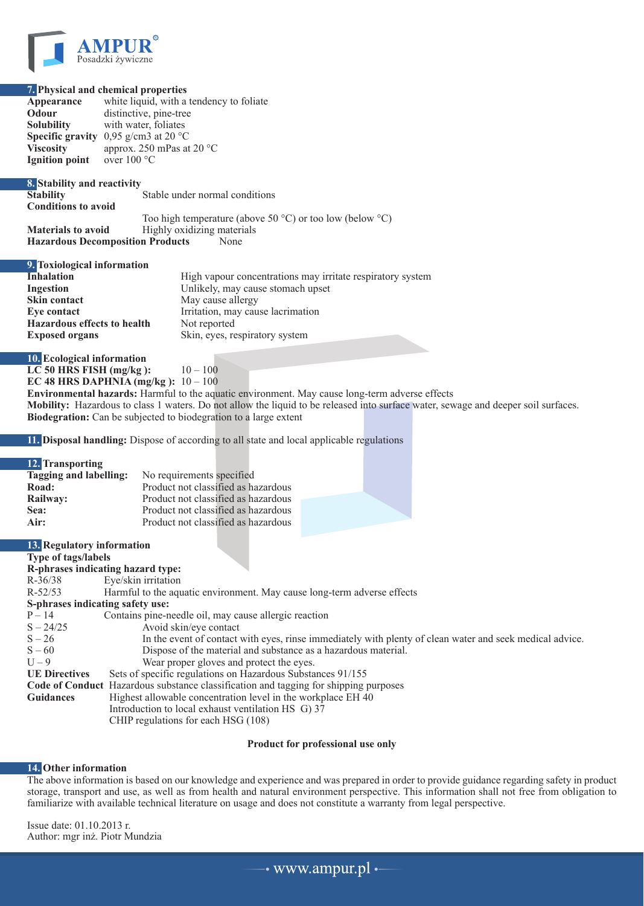AMPUR®
Posadzki żywiczne

## 7. Physical and chemical properties

| | |
|---|---|
| **Appearance** | white liquid, with a tendency to foliate |
| **Odour** | distinctive, pine-tree |
| **Solubility** | with water, foliates |
| **Specific gravity** | 0,95 g/cm3 at 20 °C |
| **Viscosity** | approx. 250 mPas at 20 °C |
| **Ignition point** | over 100 °C |

## 8. Stability and reactivity

| | |
|---|---|
| **Stability** | Stable under normal conditions |
| **Conditions to avoid** | Too high temperature (above 50 °C) or too low (below °C) |
| **Materials to avoid** | Highly oxidizing materials |
| **Hazardous Decomposition Products** | None |

## 9. Toxicological information

| | |
|---|---|
| **Inhalation** | High vapour concentrations may irritate respiratory system |
| **Ingestion** | Unlikely, may cause stomach upset |
| **Skin contact** | May cause allergy |
| **Eye contact** | Irritation, may cause lacrimation |
| **Hazardous effects to health** | Not reported |
| **Exposed organs** | Skin, eyes, respiratory system |

## 10. Ecological information

**LC 50 HRS FISH (mg/kg ):** 10 – 100
**EC 48 HRS DAPHNIA (mg/kg ):** 10 – 100
**Environmental hazards:** Harmful to the aquatic environment. May cause long-term adverse effects
**Mobility:** Hazardous to class 1 waters. Do not allow the liquid to be released into surface water, sewage and deeper soil surfaces.
**Biodegration:** Can be subjected to biodegration to a large extent

## 11. Disposal handling: Dispose of according to all state and local applicable regulations

## 12. Transporting

| | |
|---|---|
| **Tagging and labelling:** | No requirements specified |
| **Road:** | Product not classified as hazardous |
| **Railway:** | Product not classified as hazardous |
| **Sea:** | Product not classified as hazardous |
| **Air:** | Product not classified as hazardous |

## 13. Regulatory information

**Type of tags/labels**
**R-phrases indicating hazard type:**

| | |
|---|---|
| R-36/38 | Eye/skin irritation |
| R-52/53 | Harmful to the aquatic environment. May cause long-term adverse effects |

**S-phrases indicating safety use:**

| | |
|---|---|
| P – 14 | Contains pine-needle oil, may cause allergic reaction |
| S – 24/25 | Avoid skin/eye contact |
| S – 26 | In the event of contact with eyes, rinse immediately with plenty of clean water and seek medical advice. |
| S – 60 | Dispose of the material and substance as a hazardous material. |
| U – 9 | Wear proper gloves and protect the eyes. |

**UE Directives** Sets of specific regulations on Hazardous Substances 91/155
**Code of Conduct** Hazardous substance classification and tagging for shipping purposes
**Guidances** Highest allowable concentration level in the workplace EH 40
Introduction to local exhaust ventilation HS G) 37
CHIP regulations for each HSG (108)

**Product for professional use only**

## 14. Other information

The above information is based on our knowledge and experience and was prepared in order to provide guidance regarding safety in product storage, transport and use, as well as from health and natural environment perspective. This information shall not free from obligation to familiarize with available technical literature on usage and does not constitute a warranty from legal perspective.

Issue date: 01.10.2013 r.
Author: mgr inż. Piotr Mundzia

www.ampur.pl